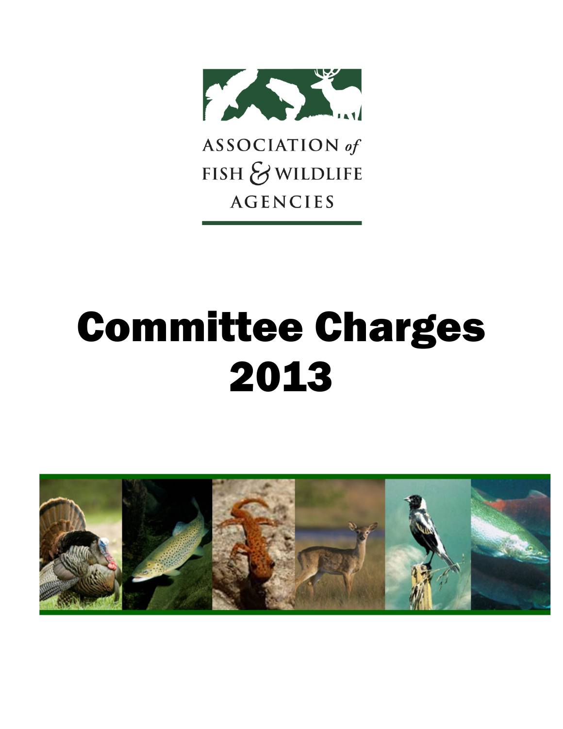ASSOCIATION *of* FISH & WILDLIFE AGENCIES

# Committee Charges 2013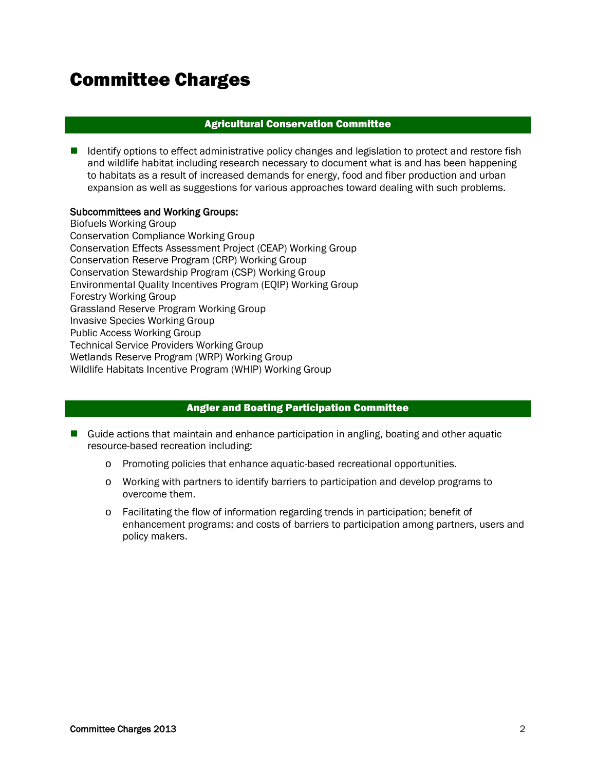# Committee Charges

## Agricultural Conservation Committee

- Identify options to effect administrative policy changes and legislation to protect and restore fish and wildlife habitat including research necessary to document what is and has been happening to habitats as a result of increased demands for energy, food and fiber production and urban expansion as well as suggestions for various approaches toward dealing with such problems.

**Subcommittees and Working Groups:**

Biofuels Working Group
Conservation Compliance Working Group
Conservation Effects Assessment Project (CEAP) Working Group
Conservation Reserve Program (CRP) Working Group
Conservation Stewardship Program (CSP) Working Group
Environmental Quality Incentives Program (EQIP) Working Group
Forestry Working Group
Grassland Reserve Program Working Group
Invasive Species Working Group
Public Access Working Group
Technical Service Providers Working Group
Wetlands Reserve Program (WRP) Working Group
Wildlife Habitats Incentive Program (WHIP) Working Group

## Angler and Boating Participation Committee

- Guide actions that maintain and enhance participation in angling, boating and other aquatic resource-based recreation including:
  - Promoting policies that enhance aquatic-based recreational opportunities.
  - Working with partners to identify barriers to participation and develop programs to overcome them.
  - Facilitating the flow of information regarding trends in participation; benefit of enhancement programs; and costs of barriers to participation among partners, users and policy makers.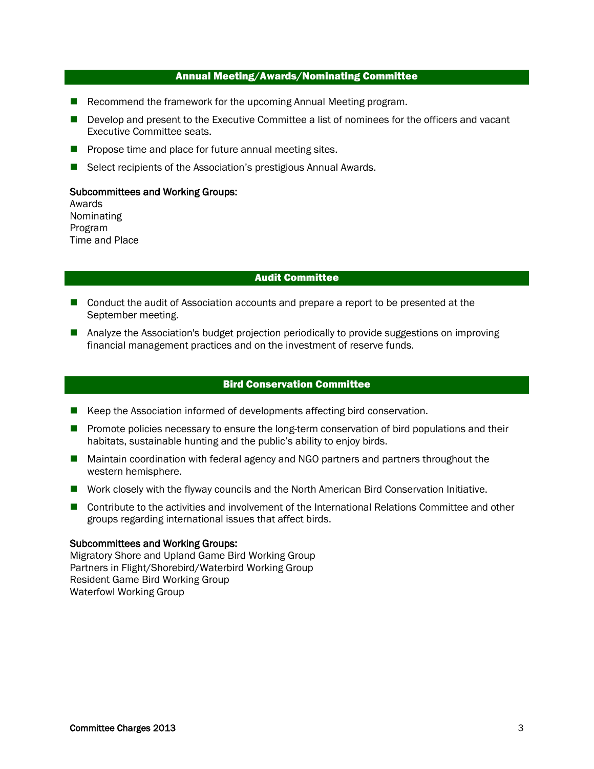## Annual Meeting/Awards/Nominating Committee

- Recommend the framework for the upcoming Annual Meeting program.
- Develop and present to the Executive Committee a list of nominees for the officers and vacant Executive Committee seats.
- Propose time and place for future annual meeting sites.
- Select recipients of the Association's prestigious Annual Awards.

**Subcommittees and Working Groups:**
Awards
Nominating
Program
Time and Place

## Audit Committee

- Conduct the audit of Association accounts and prepare a report to be presented at the September meeting.
- Analyze the Association's budget projection periodically to provide suggestions on improving financial management practices and on the investment of reserve funds.

## Bird Conservation Committee

- Keep the Association informed of developments affecting bird conservation.
- Promote policies necessary to ensure the long-term conservation of bird populations and their habitats, sustainable hunting and the public's ability to enjoy birds.
- Maintain coordination with federal agency and NGO partners and partners throughout the western hemisphere.
- Work closely with the flyway councils and the North American Bird Conservation Initiative.
- Contribute to the activities and involvement of the International Relations Committee and other groups regarding international issues that affect birds.

**Subcommittees and Working Groups:**
Migratory Shore and Upland Game Bird Working Group
Partners in Flight/Shorebird/Waterbird Working Group
Resident Game Bird Working Group
Waterfowl Working Group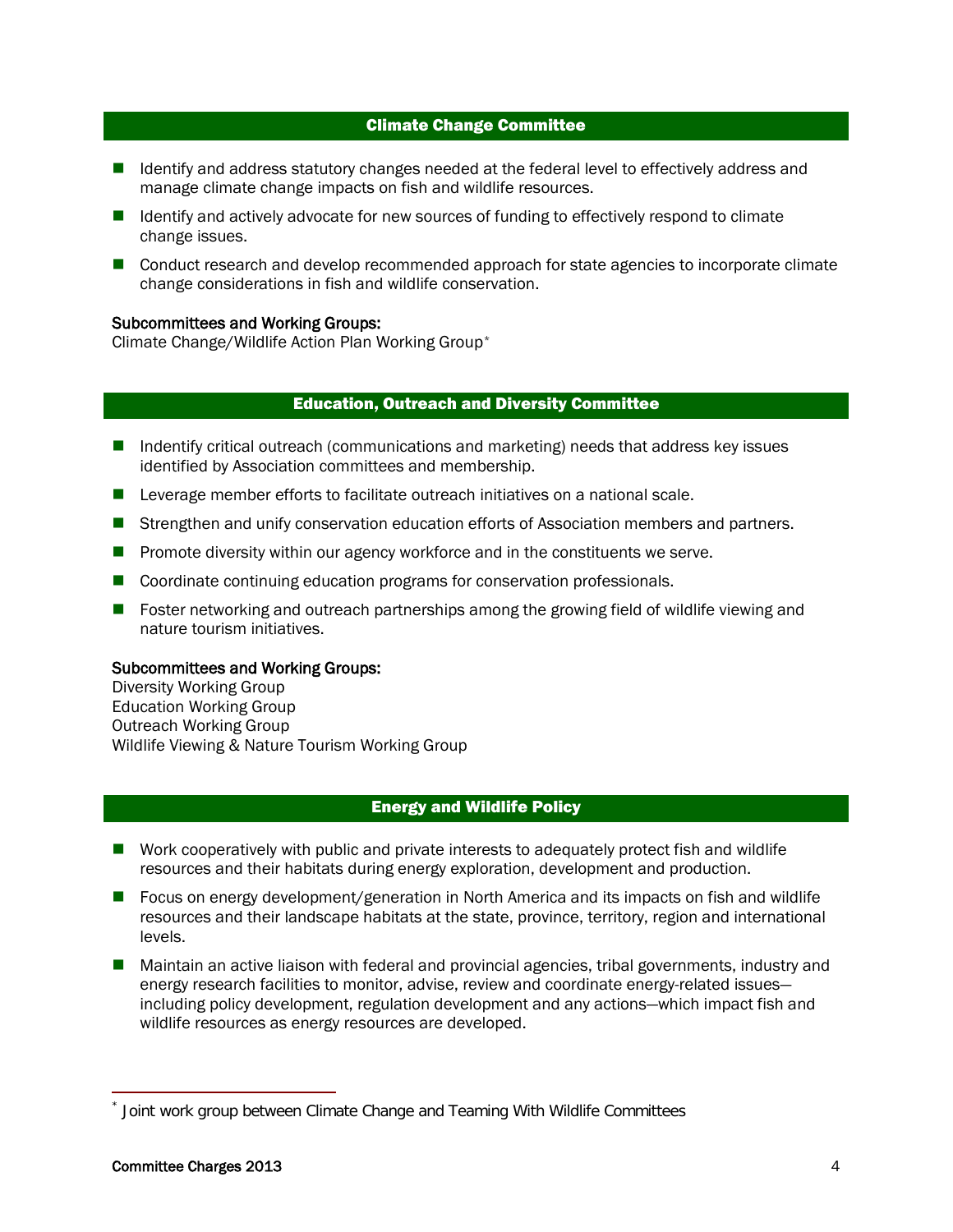## Climate Change Committee

- Identify and address statutory changes needed at the federal level to effectively address and manage climate change impacts on fish and wildlife resources.
- Identify and actively advocate for new sources of funding to effectively respond to climate change issues.
- Conduct research and develop recommended approach for state agencies to incorporate climate change considerations in fish and wildlife conservation.

Subcommittees and Working Groups:
Climate Change/Wildlife Action Plan Working Group*

## Education, Outreach and Diversity Committee

- Indentify critical outreach (communications and marketing) needs that address key issues identified by Association committees and membership.
- Leverage member efforts to facilitate outreach initiatives on a national scale.
- Strengthen and unify conservation education efforts of Association members and partners.
- Promote diversity within our agency workforce and in the constituents we serve.
- Coordinate continuing education programs for conservation professionals.
- Foster networking and outreach partnerships among the growing field of wildlife viewing and nature tourism initiatives.

Subcommittees and Working Groups:
Diversity Working Group
Education Working Group
Outreach Working Group
Wildlife Viewing & Nature Tourism Working Group

## Energy and Wildlife Policy

- Work cooperatively with public and private interests to adequately protect fish and wildlife resources and their habitats during energy exploration, development and production.
- Focus on energy development/generation in North America and its impacts on fish and wildlife resources and their landscape habitats at the state, province, territory, region and international levels.
- Maintain an active liaison with federal and provincial agencies, tribal governments, industry and energy research facilities to monitor, advise, review and coordinate energy-related issues—including policy development, regulation development and any actions—which impact fish and wildlife resources as energy resources are developed.

---

* Joint work group between Climate Change and Teaming With Wildlife Committees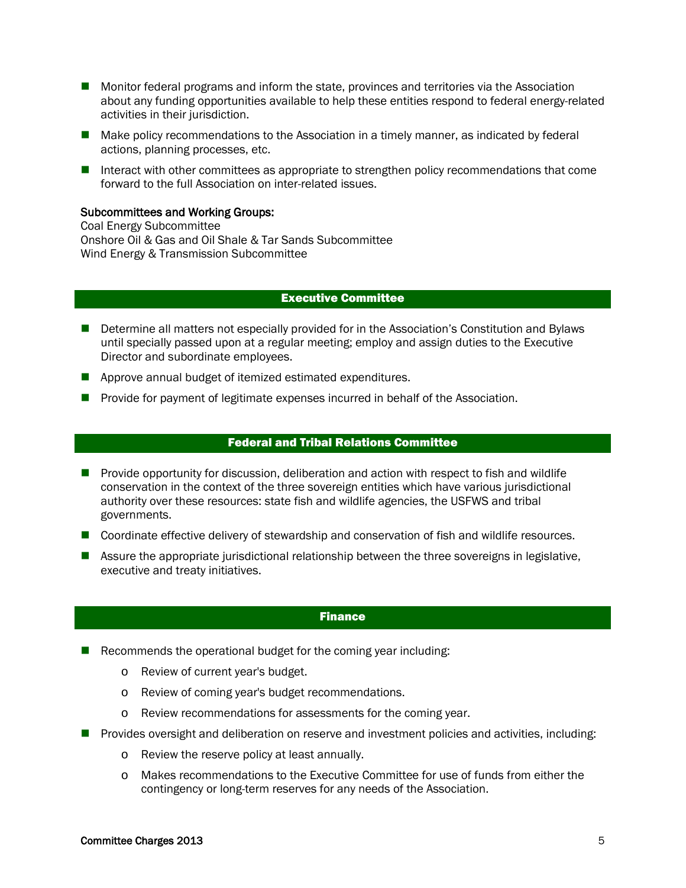- Monitor federal programs and inform the state, provinces and territories via the Association about any funding opportunities available to help these entities respond to federal energy-related activities in their jurisdiction.
- Make policy recommendations to the Association in a timely manner, as indicated by federal actions, planning processes, etc.
- Interact with other committees as appropriate to strengthen policy recommendations that come forward to the full Association on inter-related issues.

**Subcommittees and Working Groups:**
Coal Energy Subcommittee
Onshore Oil & Gas and Oil Shale & Tar Sands Subcommittee
Wind Energy & Transmission Subcommittee

## Executive Committee

- Determine all matters not especially provided for in the Association's Constitution and Bylaws until specially passed upon at a regular meeting; employ and assign duties to the Executive Director and subordinate employees.
- Approve annual budget of itemized estimated expenditures.
- Provide for payment of legitimate expenses incurred in behalf of the Association.

## Federal and Tribal Relations Committee

- Provide opportunity for discussion, deliberation and action with respect to fish and wildlife conservation in the context of the three sovereign entities which have various jurisdictional authority over these resources: state fish and wildlife agencies, the USFWS and tribal governments.
- Coordinate effective delivery of stewardship and conservation of fish and wildlife resources.
- Assure the appropriate jurisdictional relationship between the three sovereigns in legislative, executive and treaty initiatives.

## Finance

- Recommends the operational budget for the coming year including:
  - Review of current year's budget.
  - Review of coming year's budget recommendations.
  - Review recommendations for assessments for the coming year.
- Provides oversight and deliberation on reserve and investment policies and activities, including:
  - Review the reserve policy at least annually.
  - Makes recommendations to the Executive Committee for use of funds from either the contingency or long-term reserves for any needs of the Association.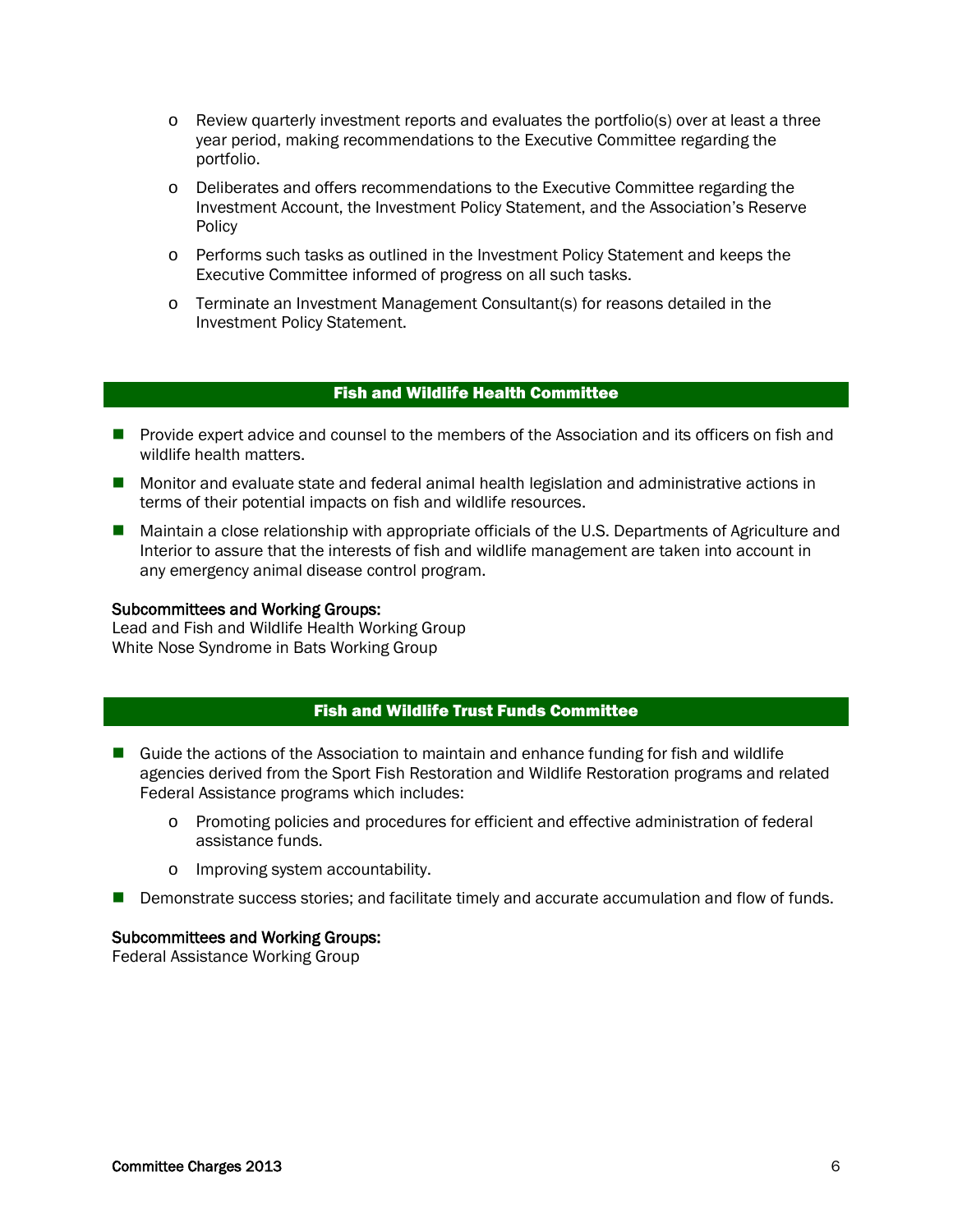- Review quarterly investment reports and evaluates the portfolio(s) over at least a three year period, making recommendations to the Executive Committee regarding the portfolio.
- Deliberates and offers recommendations to the Executive Committee regarding the Investment Account, the Investment Policy Statement, and the Association's Reserve Policy
- Performs such tasks as outlined in the Investment Policy Statement and keeps the Executive Committee informed of progress on all such tasks.
- Terminate an Investment Management Consultant(s) for reasons detailed in the Investment Policy Statement.

## Fish and Wildlife Health Committee

- Provide expert advice and counsel to the members of the Association and its officers on fish and wildlife health matters.
- Monitor and evaluate state and federal animal health legislation and administrative actions in terms of their potential impacts on fish and wildlife resources.
- Maintain a close relationship with appropriate officials of the U.S. Departments of Agriculture and Interior to assure that the interests of fish and wildlife management are taken into account in any emergency animal disease control program.

**Subcommittees and Working Groups:**
Lead and Fish and Wildlife Health Working Group
White Nose Syndrome in Bats Working Group

## Fish and Wildlife Trust Funds Committee

- Guide the actions of the Association to maintain and enhance funding for fish and wildlife agencies derived from the Sport Fish Restoration and Wildlife Restoration programs and related Federal Assistance programs which includes:
  - Promoting policies and procedures for efficient and effective administration of federal assistance funds.
  - Improving system accountability.
- Demonstrate success stories; and facilitate timely and accurate accumulation and flow of funds.

**Subcommittees and Working Groups:**
Federal Assistance Working Group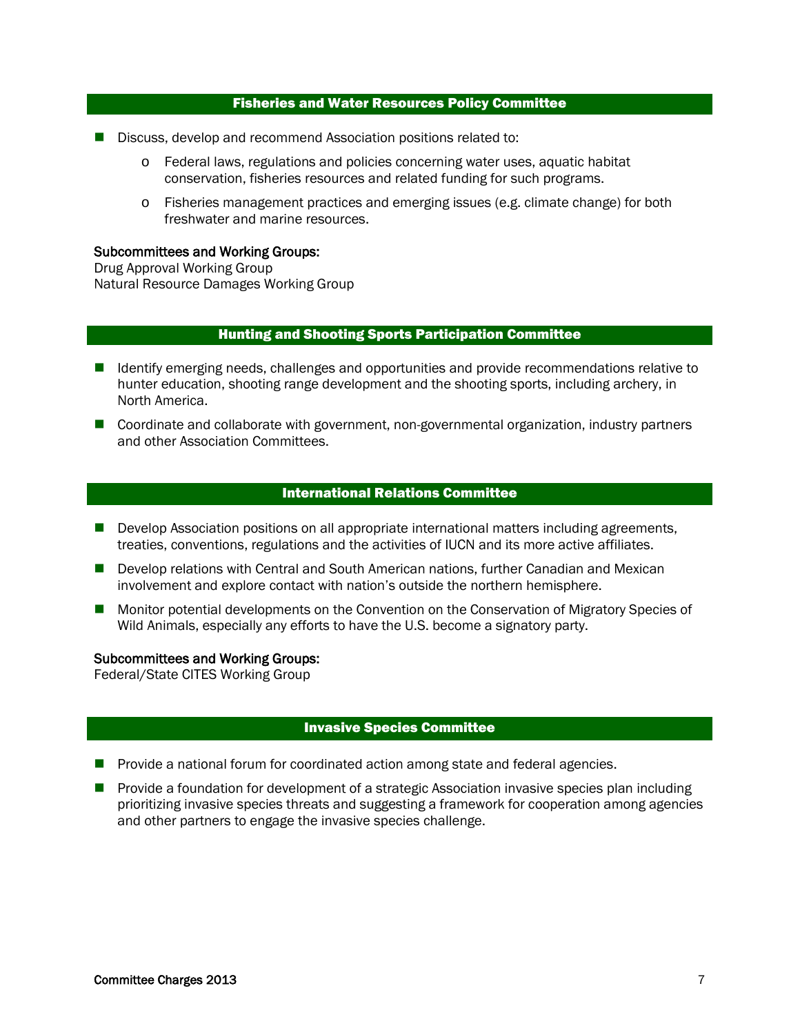## Fisheries and Water Resources Policy Committee

- Discuss, develop and recommend Association positions related to:
  - Federal laws, regulations and policies concerning water uses, aquatic habitat conservation, fisheries resources and related funding for such programs.
  - Fisheries management practices and emerging issues (e.g. climate change) for both freshwater and marine resources.

**Subcommittees and Working Groups:**
Drug Approval Working Group
Natural Resource Damages Working Group

## Hunting and Shooting Sports Participation Committee

- Identify emerging needs, challenges and opportunities and provide recommendations relative to hunter education, shooting range development and the shooting sports, including archery, in North America.
- Coordinate and collaborate with government, non-governmental organization, industry partners and other Association Committees.

## International Relations Committee

- Develop Association positions on all appropriate international matters including agreements, treaties, conventions, regulations and the activities of IUCN and its more active affiliates.
- Develop relations with Central and South American nations, further Canadian and Mexican involvement and explore contact with nation's outside the northern hemisphere.
- Monitor potential developments on the Convention on the Conservation of Migratory Species of Wild Animals, especially any efforts to have the U.S. become a signatory party.

**Subcommittees and Working Groups:**
Federal/State CITES Working Group

## Invasive Species Committee

- Provide a national forum for coordinated action among state and federal agencies.
- Provide a foundation for development of a strategic Association invasive species plan including prioritizing invasive species threats and suggesting a framework for cooperation among agencies and other partners to engage the invasive species challenge.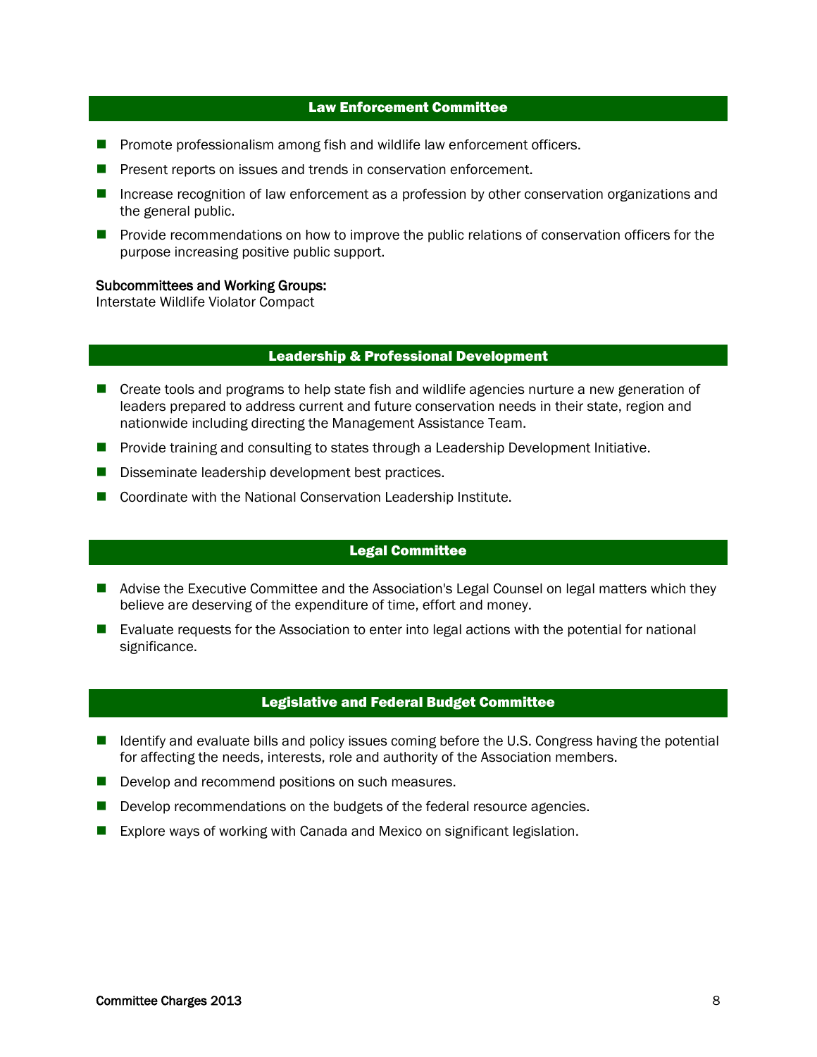## Law Enforcement Committee

- Promote professionalism among fish and wildlife law enforcement officers.
- Present reports on issues and trends in conservation enforcement.
- Increase recognition of law enforcement as a profession by other conservation organizations and the general public.
- Provide recommendations on how to improve the public relations of conservation officers for the purpose increasing positive public support.

**Subcommittees and Working Groups:**
Interstate Wildlife Violator Compact

## Leadership & Professional Development

- Create tools and programs to help state fish and wildlife agencies nurture a new generation of leaders prepared to address current and future conservation needs in their state, region and nationwide including directing the Management Assistance Team.
- Provide training and consulting to states through a Leadership Development Initiative.
- Disseminate leadership development best practices.
- Coordinate with the National Conservation Leadership Institute.

## Legal Committee

- Advise the Executive Committee and the Association's Legal Counsel on legal matters which they believe are deserving of the expenditure of time, effort and money.
- Evaluate requests for the Association to enter into legal actions with the potential for national significance.

## Legislative and Federal Budget Committee

- Identify and evaluate bills and policy issues coming before the U.S. Congress having the potential for affecting the needs, interests, role and authority of the Association members.
- Develop and recommend positions on such measures.
- Develop recommendations on the budgets of the federal resource agencies.
- Explore ways of working with Canada and Mexico on significant legislation.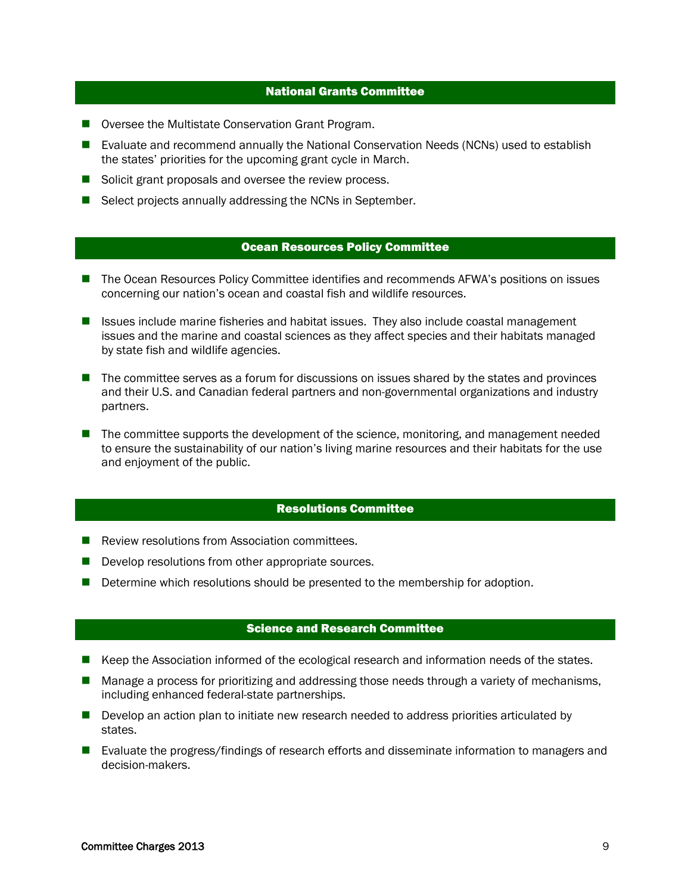## National Grants Committee

- Oversee the Multistate Conservation Grant Program.
- Evaluate and recommend annually the National Conservation Needs (NCNs) used to establish the states' priorities for the upcoming grant cycle in March.
- Solicit grant proposals and oversee the review process.
- Select projects annually addressing the NCNs in September.

## Ocean Resources Policy Committee

- The Ocean Resources Policy Committee identifies and recommends AFWA's positions on issues concerning our nation's ocean and coastal fish and wildlife resources.
- Issues include marine fisheries and habitat issues. They also include coastal management issues and the marine and coastal sciences as they affect species and their habitats managed by state fish and wildlife agencies.
- The committee serves as a forum for discussions on issues shared by the states and provinces and their U.S. and Canadian federal partners and non-governmental organizations and industry partners.
- The committee supports the development of the science, monitoring, and management needed to ensure the sustainability of our nation's living marine resources and their habitats for the use and enjoyment of the public.

## Resolutions Committee

- Review resolutions from Association committees.
- Develop resolutions from other appropriate sources.
- Determine which resolutions should be presented to the membership for adoption.

## Science and Research Committee

- Keep the Association informed of the ecological research and information needs of the states.
- Manage a process for prioritizing and addressing those needs through a variety of mechanisms, including enhanced federal-state partnerships.
- Develop an action plan to initiate new research needed to address priorities articulated by states.
- Evaluate the progress/findings of research efforts and disseminate information to managers and decision-makers.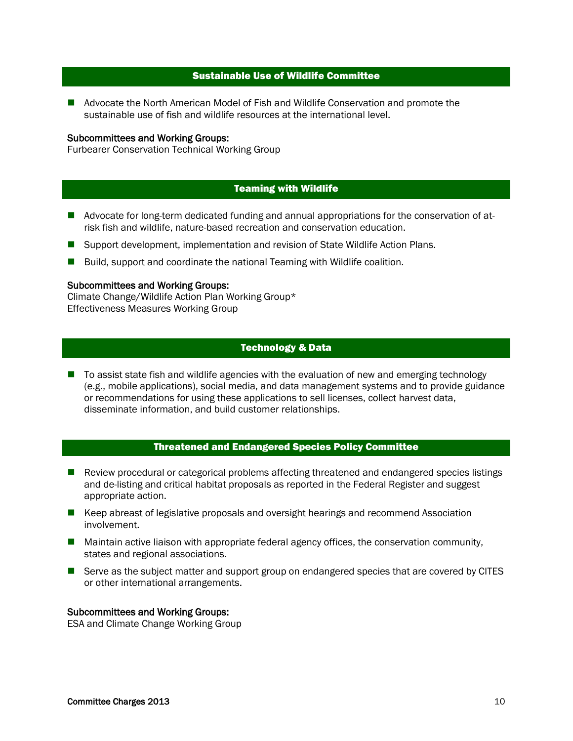## Sustainable Use of Wildlife Committee

- Advocate the North American Model of Fish and Wildlife Conservation and promote the sustainable use of fish and wildlife resources at the international level.

**Subcommittees and Working Groups:**
Furbearer Conservation Technical Working Group

## Teaming with Wildlife

- Advocate for long-term dedicated funding and annual appropriations for the conservation of at-risk fish and wildlife, nature-based recreation and conservation education.
- Support development, implementation and revision of State Wildlife Action Plans.
- Build, support and coordinate the national Teaming with Wildlife coalition.

**Subcommittees and Working Groups:**
Climate Change/Wildlife Action Plan Working Group*
Effectiveness Measures Working Group

## Technology & Data

- To assist state fish and wildlife agencies with the evaluation of new and emerging technology (e.g., mobile applications), social media, and data management systems and to provide guidance or recommendations for using these applications to sell licenses, collect harvest data, disseminate information, and build customer relationships.

## Threatened and Endangered Species Policy Committee

- Review procedural or categorical problems affecting threatened and endangered species listings and de-listing and critical habitat proposals as reported in the Federal Register and suggest appropriate action.
- Keep abreast of legislative proposals and oversight hearings and recommend Association involvement.
- Maintain active liaison with appropriate federal agency offices, the conservation community, states and regional associations.
- Serve as the subject matter and support group on endangered species that are covered by CITES or other international arrangements.

**Subcommittees and Working Groups:**
ESA and Climate Change Working Group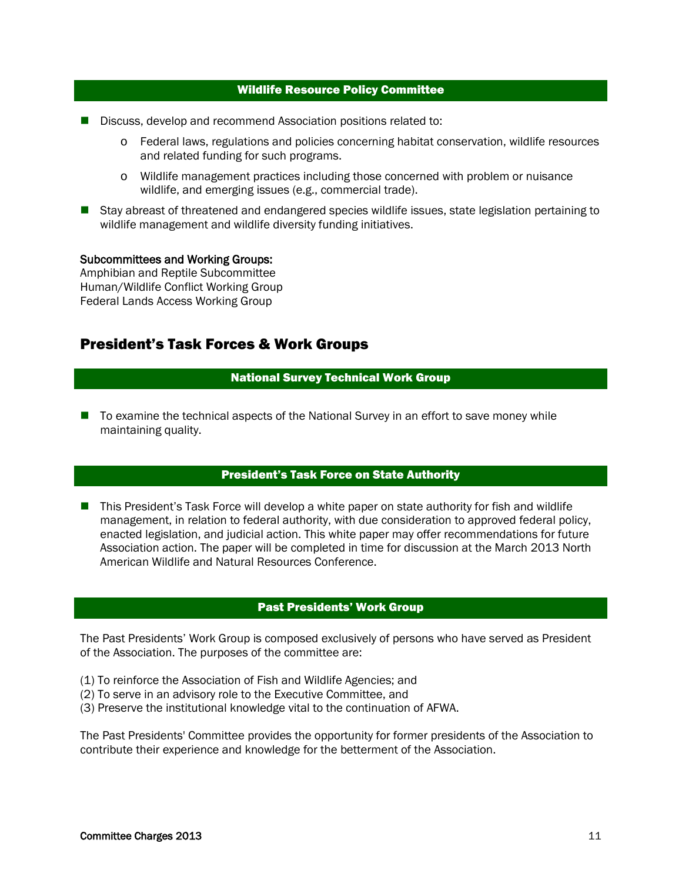### Wildlife Resource Policy Committee

- Discuss, develop and recommend Association positions related to:
  - Federal laws, regulations and policies concerning habitat conservation, wildlife resources and related funding for such programs.
  - Wildlife management practices including those concerned with problem or nuisance wildlife, and emerging issues (e.g., commercial trade).
- Stay abreast of threatened and endangered species wildlife issues, state legislation pertaining to wildlife management and wildlife diversity funding initiatives.

**Subcommittees and Working Groups:**
Amphibian and Reptile Subcommittee
Human/Wildlife Conflict Working Group
Federal Lands Access Working Group

## President's Task Forces & Work Groups

### National Survey Technical Work Group

- To examine the technical aspects of the National Survey in an effort to save money while maintaining quality.

### President's Task Force on State Authority

- This President's Task Force will develop a white paper on state authority for fish and wildlife management, in relation to federal authority, with due consideration to approved federal policy, enacted legislation, and judicial action. This white paper may offer recommendations for future Association action. The paper will be completed in time for discussion at the March 2013 North American Wildlife and Natural Resources Conference.

### Past Presidents' Work Group

The Past Presidents' Work Group is composed exclusively of persons who have served as President of the Association. The purposes of the committee are:

(1) To reinforce the Association of Fish and Wildlife Agencies; and
(2) To serve in an advisory role to the Executive Committee, and
(3) Preserve the institutional knowledge vital to the continuation of AFWA.

The Past Presidents' Committee provides the opportunity for former presidents of the Association to contribute their experience and knowledge for the betterment of the Association.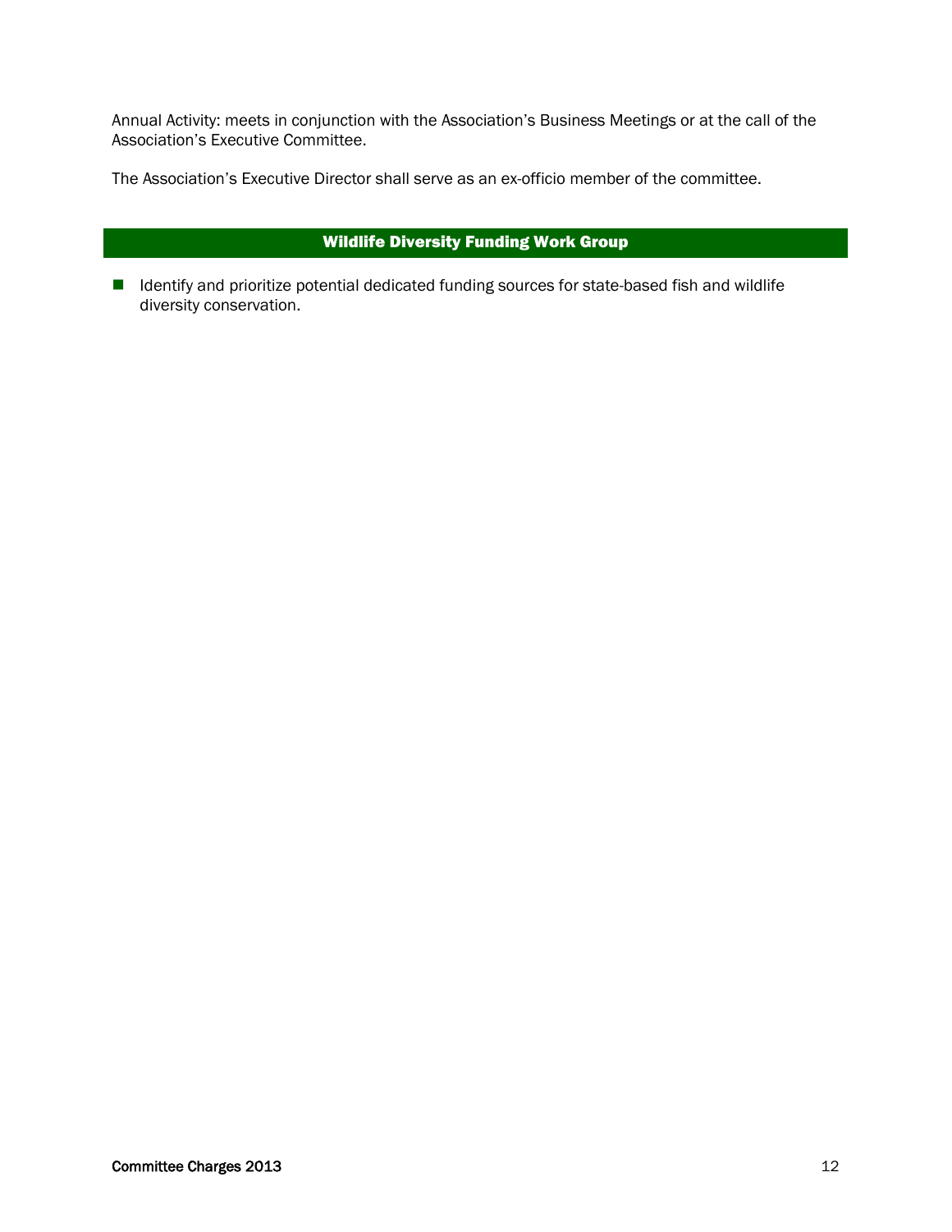Annual Activity: meets in conjunction with the Association's Business Meetings or at the call of the Association's Executive Committee.

The Association's Executive Director shall serve as an ex-officio member of the committee.

## Wildlife Diversity Funding Work Group

- Identify and prioritize potential dedicated funding sources for state-based fish and wildlife diversity conservation.